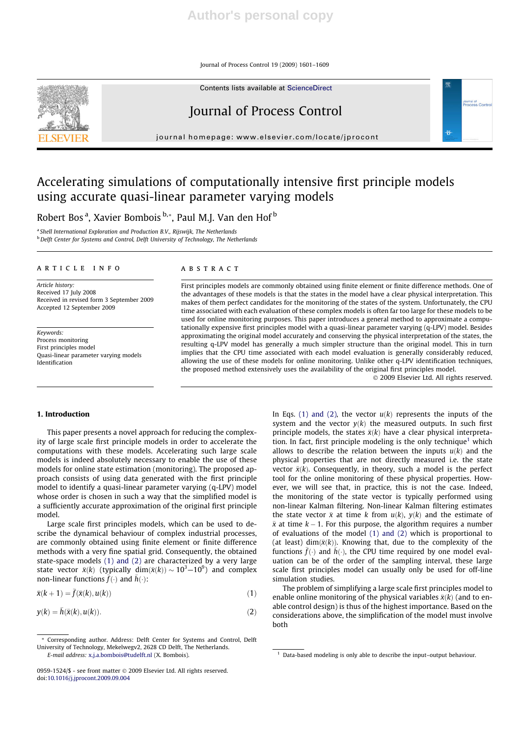# Accelerating simulations of computationally intensive first principle models using accurate quasi-linear parameter varying models

Robert Bos [a], Xavier Bombois [b,*], Paul M.J. Van den Hof [b]

[a] *Shell International Exploration and Production B.V., Rijswijk, The Netherlands*
[b] *Delft Center for Systems and Control, Delft University of Technology, The Netherlands*

## ARTICLE INFO

*Article history:*
Received 17 July 2008
Received in revised form 3 September 2009
Accepted 12 September 2009

*Keywords:*
Process monitoring
First principles model
Quasi-linear parameter varying models
Identification

## ABSTRACT

First principles models are commonly obtained using finite element or finite difference methods. One of the advantages of these models is that the states in the model have a clear physical interpretation. This makes of them perfect candidates for the monitoring of the states of the system. Unfortunately, the CPU time associated with each evaluation of these complex models is often far too large for these models to be used for online monitoring purposes. This paper introduces a general method to approximate a computationally expensive first principles model with a quasi-linear parameter varying (q-LPV) model. Besides approximating the original model accurately and conserving the physical interpretation of the states, the resulting q-LPV model has generally a much simpler structure than the original model. This in turn implies that the CPU time associated with each model evaluation is generally considerably reduced, allowing the use of these models for online monitoring. Unlike other q-LPV identification techniques, the proposed method extensively uses the availability of the original first principles model.

© 2009 Elsevier Ltd. All rights reserved.

## 1. Introduction

This paper presents a novel approach for reducing the complexity of large scale first principle models in order to accelerate the computations with these models. Accelerating such large scale models is indeed absolutely necessary to enable the use of these models for online state estimation (monitoring). The proposed approach consists of using data generated with the first principle model to identify a quasi-linear parameter varying (q-LPV) model whose order is chosen in such a way that the simplified model is a sufficiently accurate approximation of the original first principle model.

Large scale first principles models, which can be used to describe the dynamical behaviour of complex industrial processes, are commonly obtained using finite element or finite difference methods with a very fine spatial grid. Consequently, the obtained state-space models (1) and (2) are characterized by a very large state vector $\bar{x}(k)$ (typically $\dim(\bar{x}(k)) \sim 10^3 - 10^9$) and complex non-linear functions $\bar{f}(\cdot)$ and $\bar{h}(\cdot)$:

$$\bar{x}(k+1) = \bar{f}(\bar{x}(k), u(k)) \tag{1}$$

$$y(k) = \bar{h}(\bar{x}(k), u(k)). \tag{2}$$

In Eqs. (1) and (2), the vector $u(k)$ represents the inputs of the system and the vector $y(k)$ the measured outputs. In such first principle models, the states $\bar{x}(k)$ have a clear physical interpretation. In fact, first principle modeling is the only technique[1] which allows to describe the relation between the inputs $u(k)$ and the physical properties that are not directly measured i.e. the state vector $\bar{x}(k)$. Consequently, in theory, such a model is the perfect tool for the online monitoring of these physical properties. However, we will see that, in practice, this is not the case. Indeed, the monitoring of the state vector is typically performed using non-linear Kalman filtering. Non-linear Kalman filtering estimates the state vector $\bar{x}$ at time $k$ from $u(k)$, $y(k)$ and the estimate of $\bar{x}$ at time $k-1$. For this purpose, the algorithm requires a number of evaluations of the model (1) and (2) which is proportional to (at least) $\dim(\bar{x}(k))$. Knowing that, due to the complexity of the functions $\bar{f}(\cdot)$ and $\bar{h}(\cdot)$, the CPU time required by one model evaluation can be of the order of the sampling interval, these large scale first principles model can usually only be used for off-line simulation studies.

The problem of simplifying a large scale first principles model to enable online monitoring of the physical variables $\bar{x}(k)$ (and to enable control design) is thus of the highest importance. Based on the considerations above, the simplification of the model must involve both

---

\* Corresponding author. Address: Delft Center for Systems and Control, Delft University of Technology, Mekelwegv2, 2628 CD Delft, The Netherlands.
*E-mail address:* x.j.a.bombois@tudelft.nl (X. Bombois).

[1] Data-based modeling is only able to describe the input–output behaviour.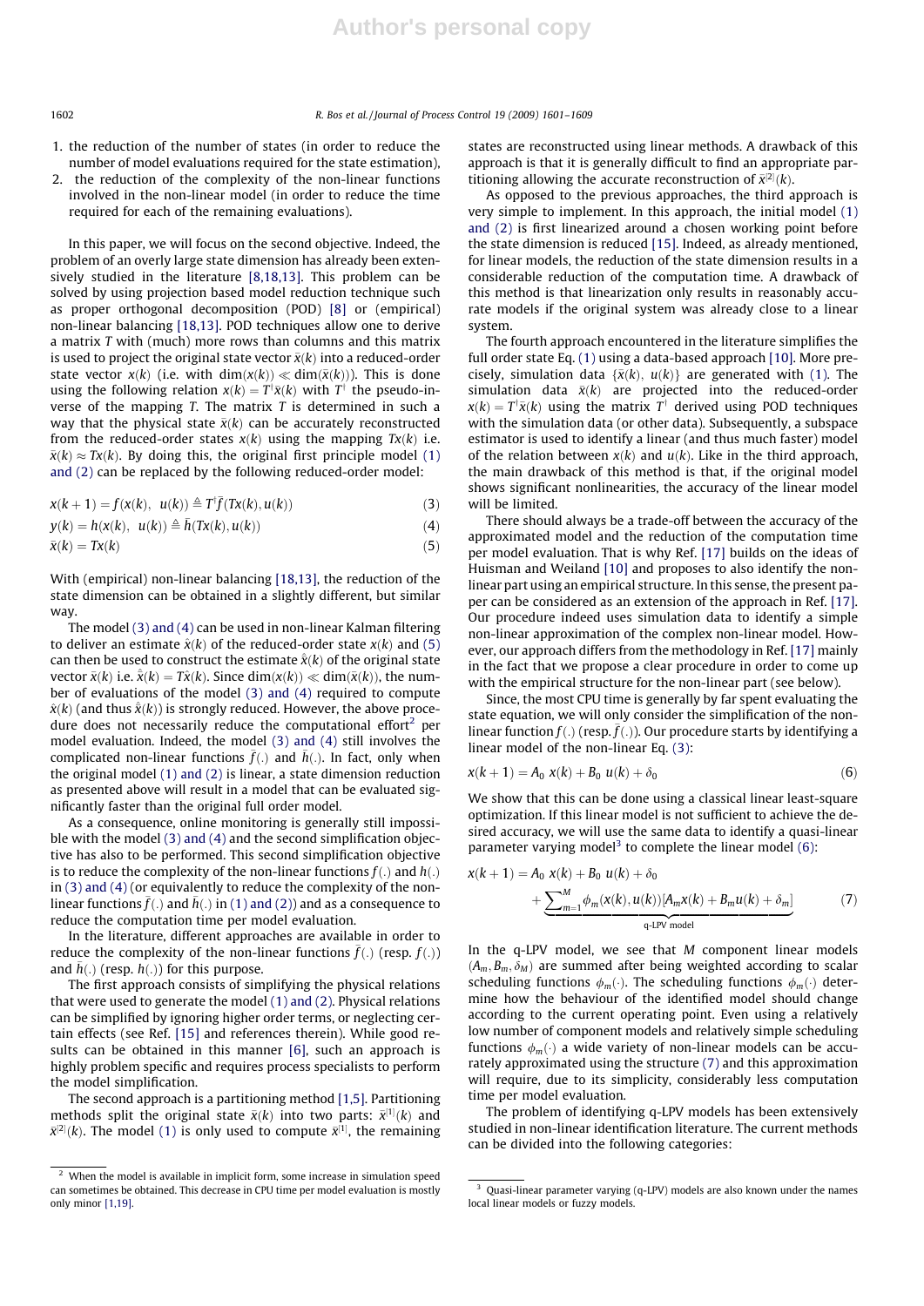1. the reduction of the number of states (in order to reduce the number of model evaluations required for the state estimation),
2. the reduction of the complexity of the non-linear functions involved in the non-linear model (in order to reduce the time required for each of the remaining evaluations).

In this paper, we will focus on the second objective. Indeed, the problem of an overly large state dimension has already been extensively studied in the literature [8,18,13]. This problem can be solved by using projection based model reduction technique such as proper orthogonal decomposition (POD) [8] or (empirical) non-linear balancing [18,13]. POD techniques allow one to derive a matrix $T$ with (much) more rows than columns and this matrix is used to project the original state vector $\bar{x}(k)$ into a reduced-order state vector $x(k)$ (i.e. with $\dim(x(k)) \ll \dim(\bar{x}(k))$). This is done using the following relation $x(k) = T^{\dagger}\bar{x}(k)$ with $T^{\dagger}$ the pseudo-inverse of the mapping $T$. The matrix $T$ is determined in such a way that the physical state $\bar{x}(k)$ can be accurately reconstructed from the reduced-order states $x(k)$ using the mapping $Tx(k)$ i.e. $\bar{x}(k) \approx Tx(k)$. By doing this, the original first principle model (1) and (2) can be replaced by the following reduced-order model:

$$x(k+1) = f(x(k),\ u(k)) \triangleq T^{\dagger}\bar{f}(Tx(k), u(k)) \tag{3}$$

$$y(k) = h(x(k),\ u(k)) \triangleq \bar{h}(Tx(k), u(k)) \tag{4}$$

$$\bar{x}(k) = Tx(k) \tag{5}$$

With (empirical) non-linear balancing [18,13], the reduction of the state dimension can be obtained in a slightly different, but similar way.

The model (3) and (4) can be used in non-linear Kalman filtering to deliver an estimate $\hat{x}(k)$ of the reduced-order state $x(k)$ and (5) can then be used to construct the estimate $\hat{\bar{x}}(k)$ of the original state vector $\bar{x}(k)$ i.e. $\hat{\bar{x}}(k) = T\hat{x}(k)$. Since $\dim(x(k)) \ll \dim(\bar{x}(k))$, the number of evaluations of the model (3) and (4) required to compute $\hat{x}(k)$ (and thus $\hat{\bar{x}}(k)$) is strongly reduced. However, the above procedure does not necessarily reduce the computational effort[2] per model evaluation. Indeed, the model (3) and (4) still involves the complicated non-linear functions $\bar{f}(.)$ and $\bar{h}(.)$. In fact, only when the original model (1) and (2) is linear, a state dimension reduction as presented above will result in a model that can be evaluated significantly faster than the original full order model.

As a consequence, online monitoring is generally still impossible with the model (3) and (4) and the second simplification objective has also to be performed. This second simplification objective is to reduce the complexity of the non-linear functions $f(.)$ and $h(.)$ in (3) and (4) (or equivalently to reduce the complexity of the non-linear functions $\bar{f}(.)$ and $\bar{h}(.)$ in (1) and (2)) and as a consequence to reduce the computation time per model evaluation.

In the literature, different approaches are available in order to reduce the complexity of the non-linear functions $\bar{f}(.)$ (resp. $f(.)$) and $\bar{h}(.)$ (resp. $h(.)$) for this purpose.

The first approach consists of simplifying the physical relations that were used to generate the model (1) and (2). Physical relations can be simplified by ignoring higher order terms, or neglecting certain effects (see Ref. [15] and references therein). While good results can be obtained in this manner [6], such an approach is highly problem specific and requires process specialists to perform the model simplification.

The second approach is a partitioning method [1,5]. Partitioning methods split the original state $\bar{x}(k)$ into two parts: $\bar{x}^{[1]}(k)$ and $\bar{x}^{[2]}(k)$. The model (1) is only used to compute $\bar{x}^{[1]}$, the remaining states are reconstructed using linear methods. A drawback of this approach is that it is generally difficult to find an appropriate partitioning allowing the accurate reconstruction of $\bar{x}^{[2]}(k)$.

As opposed to the previous approaches, the third approach is very simple to implement. In this approach, the initial model (1) and (2) is first linearized around a chosen working point before the state dimension is reduced [15]. Indeed, as already mentioned, for linear models, the reduction of the state dimension results in a considerable reduction of the computation time. A drawback of this method is that linearization only results in reasonably accurate models if the original system was already close to a linear system.

The fourth approach encountered in the literature simplifies the full order state Eq. (1) using a data-based approach [10]. More precisely, simulation data $\{\bar{x}(k),\ u(k)\}$ are generated with (1). The simulation data $\bar{x}(k)$ are projected into the reduced-order $x(k) = T^{\dagger}\bar{x}(k)$ using the matrix $T^{\dagger}$ derived using POD techniques with the simulation data (or other data). Subsequently, a subspace estimator is used to identify a linear (and thus much faster) model of the relation between $x(k)$ and $u(k)$. Like in the third approach, the main drawback of this method is that, if the original model shows significant nonlinearities, the accuracy of the linear model will be limited.

There should always be a trade-off between the accuracy of the approximated model and the reduction of the computation time per model evaluation. That is why Ref. [17] builds on the ideas of Huisman and Weiland [10] and proposes to also identify the non-linear part using an empirical structure. In this sense, the present paper can be considered as an extension of the approach in Ref. [17]. Our procedure indeed uses simulation data to identify a simple non-linear approximation of the complex non-linear model. However, our approach differs from the methodology in Ref. [17] mainly in the fact that we propose a clear procedure in order to come up with the empirical structure for the non-linear part (see below).

Since, the most CPU time is generally by far spent evaluating the state equation, we will only consider the simplification of the non-linear function $f(.)$ (resp. $\bar{f}(.)$). Our procedure starts by identifying a linear model of the non-linear Eq. (3):

$$x(k+1) = A_0\ x(k) + B_0\ u(k) + \delta_0 \tag{6}$$

We show that this can be done using a classical linear least-square optimization. If this linear model is not sufficient to achieve the desired accuracy, we will use the same data to identify a quasi-linear parameter varying model[3] to complete the linear model (6):

$$x(k+1) = A_0\ x(k) + B_0\ u(k) + \delta_0 + \underbrace{\sum_{m=1}^{M} \phi_m(x(k), u(k))[A_m x(k) + B_m u(k) + \delta_m]}_{\text{q-LPV model}} \tag{7}$$

In the q-LPV model, we see that $M$ component linear models $(A_m, B_m, \delta_M)$ are summed after being weighted according to scalar scheduling functions $\phi_m(\cdot)$. The scheduling functions $\phi_m(\cdot)$ determine how the behaviour of the identified model should change according to the current operating point. Even using a relatively low number of component models and relatively simple scheduling functions $\phi_m(\cdot)$ a wide variety of non-linear models can be accurately approximated using the structure (7) and this approximation will require, due to its simplicity, considerably less computation time per model evaluation.

The problem of identifying q-LPV models has been extensively studied in non-linear identification literature. The current methods can be divided into the following categories:

---

[2] When the model is available in implicit form, some increase in simulation speed can sometimes be obtained. This decrease in CPU time per model evaluation is mostly only minor [1,19].

[3] Quasi-linear parameter varying (q-LPV) models are also known under the names local linear models or fuzzy models.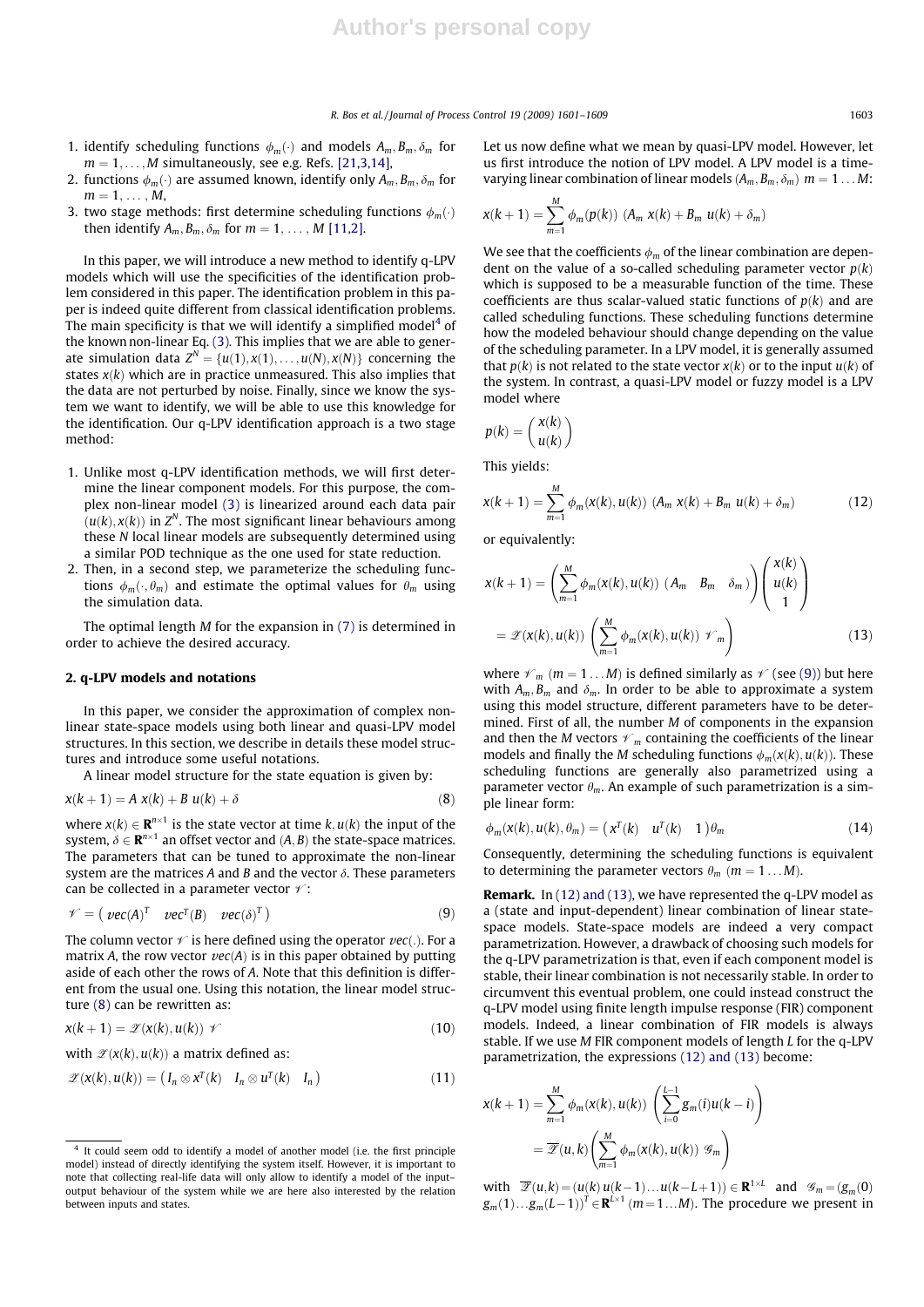1. identify scheduling functions $\phi_m(\cdot)$ and models $A_m, B_m, \delta_m$ for $m = 1, \ldots, M$ simultaneously, see e.g. Refs. [21,3,14],
2. functions $\phi_m(\cdot)$ are assumed known, identify only $A_m, B_m, \delta_m$ for $m = 1, \ldots, M$,
3. two stage methods: first determine scheduling functions $\phi_m(\cdot)$ then identify $A_m, B_m, \delta_m$ for $m = 1, \ldots, M$ [11,2].

In this paper, we will introduce a new method to identify q-LPV models which will use the specificities of the identification problem considered in this paper. The identification problem in this paper is indeed quite different from classical identification problems. The main specificity is that we will identify a simplified model[4] of the known non-linear Eq. (3). This implies that we are able to generate simulation data $Z^N = \{u(1), x(1), \ldots, u(N), x(N)\}$ concerning the states $x(k)$ which are in practice unmeasured. This also implies that the data are not perturbed by noise. Finally, since we know the system we want to identify, we will be able to use this knowledge for the identification. Our q-LPV identification approach is a two stage method:

1. Unlike most q-LPV identification methods, we will first determine the linear component models. For this purpose, the complex non-linear model (3) is linearized around each data pair $(u(k), x(k))$ in $Z^N$. The most significant linear behaviours among these $N$ local linear models are subsequently determined using a similar POD technique as the one used for state reduction.
2. Then, in a second step, we parameterize the scheduling functions $\phi_m(\cdot, \theta_m)$ and estimate the optimal values for $\theta_m$ using the simulation data.

The optimal length $M$ for the expansion in (7) is determined in order to achieve the desired accuracy.

## 2. q-LPV models and notations

In this paper, we consider the approximation of complex non-linear state-space models using both linear and quasi-LPV model structures. In this section, we describe in details these model structures and introduce some useful notations.

A linear model structure for the state equation is given by:

$$x(k+1) = A\ x(k) + B\ u(k) + \delta \tag{8}$$

where $x(k) \in \mathbf{R}^{n \times 1}$ is the state vector at time $k$, $u(k)$ the input of the system, $\delta \in \mathbf{R}^{n \times 1}$ an offset vector and $(A, B)$ the state-space matrices. The parameters that can be tuned to approximate the non-linear system are the matrices $A$ and $B$ and the vector $\delta$. These parameters can be collected in a parameter vector $\mathscr{V}$:

$$\mathscr{V} = \begin{pmatrix} vec(A)^T & vec^T(B) & vec(\delta)^T \end{pmatrix} \tag{9}$$

The column vector $\mathscr{V}$ is here defined using the operator $vec(.)$. For a matrix $A$, the row vector $vec(A)$ is in this paper obtained by putting aside of each other the rows of $A$. Note that this definition is different from the usual one. Using this notation, the linear model structure (8) can be rewritten as:

$$x(k+1) = \mathscr{Z}(x(k), u(k))\ \mathscr{V} \tag{10}$$

with $\mathscr{Z}(x(k), u(k))$ a matrix defined as:

$$\mathscr{Z}(x(k), u(k)) = \begin{pmatrix} I_n \otimes x^T(k) & I_n \otimes u^T(k) & I_n \end{pmatrix} \tag{11}$$

[4] It could seem odd to identify a model of another model (i.e. the first principle model) instead of directly identifying the system itself. However, it is important to note that collecting real-life data will only allow to identify a model of the input–output behaviour of the system while we are here also interested by the relation between inputs and states.

Let us now define what we mean by quasi-LPV model. However, let us first introduce the notion of LPV model. A LPV model is a time-varying linear combination of linear models $(A_m, B_m, \delta_m)$ $m = 1 \ldots M$:

$$x(k+1) = \sum_{m=1}^{M} \phi_m(p(k))\ (A_m\ x(k) + B_m\ u(k) + \delta_m)$$

We see that the coefficients $\phi_m$ of the linear combination are dependent on the value of a so-called scheduling parameter vector $p(k)$ which is supposed to be a measurable function of the time. These coefficients are thus scalar-valued static functions of $p(k)$ and are called scheduling functions. These scheduling functions determine how the modeled behaviour should change depending on the value of the scheduling parameter. In a LPV model, it is generally assumed that $p(k)$ is not related to the state vector $x(k)$ or to the input $u(k)$ of the system. In contrast, a quasi-LPV model or fuzzy model is a LPV model where

$$p(k) = \begin{pmatrix} x(k) \\ u(k) \end{pmatrix}$$

This yields:

$$x(k+1) = \sum_{m=1}^{M} \phi_m(x(k), u(k))\ (A_m\ x(k) + B_m\ u(k) + \delta_m) \tag{12}$$

or equivalently:

$$\begin{aligned} x(k+1) &= \left( \sum_{m=1}^{M} \phi_m(x(k), u(k))\ \begin{pmatrix} A_m & B_m & \delta_m \end{pmatrix} \right) \begin{pmatrix} x(k) \\ u(k) \\ 1 \end{pmatrix} \\ &= \mathscr{Z}(x(k), u(k)) \left( \sum_{m=1}^{M} \phi_m(x(k), u(k))\ \mathscr{V}_m \right) \end{aligned} \tag{13}$$

where $\mathscr{V}_m$ $(m = 1 \ldots M)$ is defined similarly as $\mathscr{V}$ (see (9)) but here with $A_m, B_m$ and $\delta_m$. In order to be able to approximate a system using this model structure, different parameters have to be determined. First of all, the number $M$ of components in the expansion and then the $M$ vectors $\mathscr{V}_m$ containing the coefficients of the linear models and finally the $M$ scheduling functions $\phi_m(x(k), u(k))$. These scheduling functions are generally also parametrized using a parameter vector $\theta_m$. An example of such parametrization is a simple linear form:

$$\phi_m(x(k), u(k), \theta_m) = \begin{pmatrix} x^T(k) & u^T(k) & 1 \end{pmatrix} \theta_m \tag{14}$$

Consequently, determining the scheduling functions is equivalent to determining the parameter vectors $\theta_m$ $(m = 1 \ldots M)$.

**Remark.** In (12) and (13), we have represented the q-LPV model as a (state and input-dependent) linear combination of linear state-space models. State-space models are indeed a very compact parametrization. However, a drawback of choosing such models for the q-LPV parametrization is that, even if each component model is stable, their linear combination is not necessarily stable. In order to circumvent this eventual problem, one could instead construct the q-LPV model using finite length impulse response (FIR) component models. Indeed, a linear combination of FIR models is always stable. If we use $M$ FIR component models of length $L$ for the q-LPV parametrization, the expressions (12) and (13) become:

$$\begin{aligned} x(k+1) &= \sum_{m=1}^{M} \phi_m(x(k), u(k)) \left( \sum_{i=0}^{L-1} g_m(i) u(k-i) \right) \\ &= \overline{\mathscr{Z}}(u,k) \left( \sum_{m=1}^{M} \phi_m(x(k), u(k))\ \mathscr{G}_m \right) \end{aligned}$$

with $\overline{\mathscr{Z}}(u,k) = (u(k)\, u(k-1) \ldots u(k-L+1)) \in \mathbf{R}^{1 \times L}$ and $\mathscr{G}_m = (g_m(0)\ g_m(1) \ldots g_m(L-1))^T \in \mathbf{R}^{L \times 1}$ $(m = 1 \ldots M)$. The procedure we present in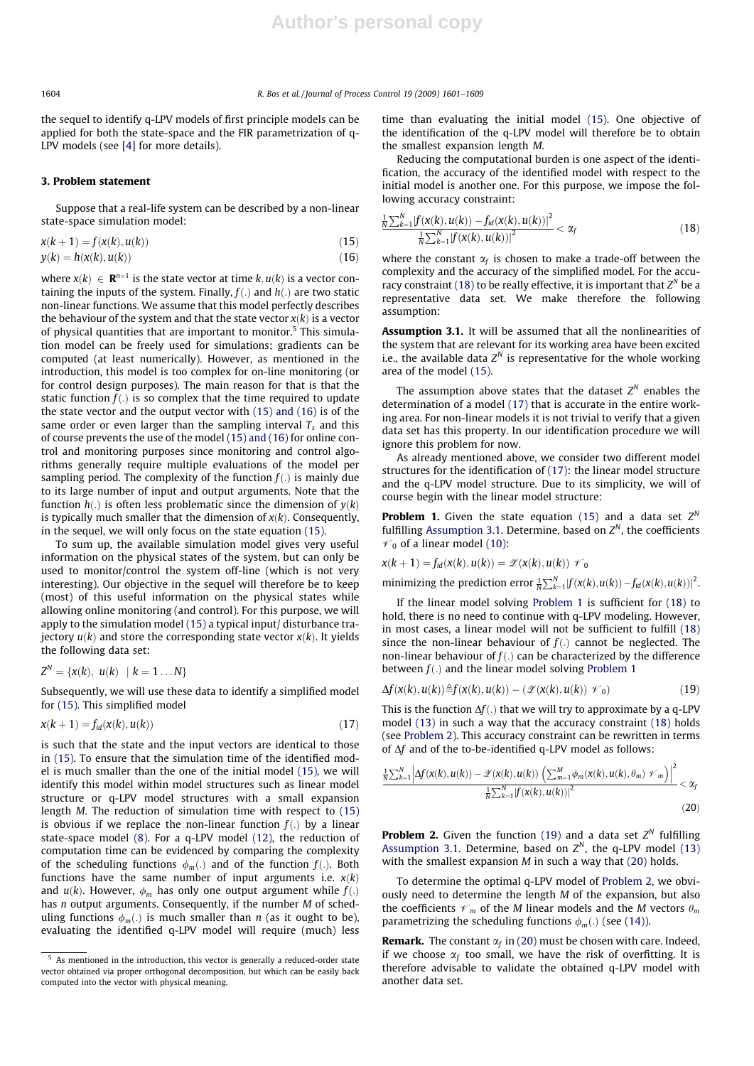the sequel to identify q-LPV models of first principle models can be applied for both the state-space and the FIR parametrization of q-LPV models (see [4] for more details).

## 3. Problem statement

Suppose that a real-life system can be described by a non-linear state-space simulation model:

$$x(k+1) = f(x(k), u(k)) \tag{15}$$

$$y(k) = h(x(k), u(k)) \tag{16}$$

where $x(k) \in \mathbf{R}^{n\times 1}$ is the state vector at time $k$, $u(k)$ is a vector containing the inputs of the system. Finally, $f(.)$ and $h(.)$ are two static non-linear functions. We assume that this model perfectly describes the behaviour of the system and that the state vector $x(k)$ is a vector of physical quantities that are important to monitor.[5] This simulation model can be freely used for simulations; gradients can be computed (at least numerically). However, as mentioned in the introduction, this model is too complex for on-line monitoring (or for control design purposes). The main reason for that is that the static function $f(.)$ is so complex that the time required to update the state vector and the output vector with (15) and (16) is of the same order or even larger than the sampling interval $T_s$ and this of course prevents the use of the model (15) and (16) for online control and monitoring purposes since monitoring and control algorithms generally require multiple evaluations of the model per sampling period. The complexity of the function $f(.)$ is mainly due to its large number of input and output arguments. Note that the function $h(.)$ is often less problematic since the dimension of $y(k)$ is typically much smaller that the dimension of $x(k)$. Consequently, in the sequel, we will only focus on the state equation (15).

To sum up, the available simulation model gives very useful information on the physical states of the system, but can only be used to monitor/control the system off-line (which is not very interesting). Our objective in the sequel will therefore be to keep (most) of this useful information on the physical states while allowing online monitoring (and control). For this purpose, we will apply to the simulation model (15) a typical input/ disturbance trajectory $u(k)$ and store the corresponding state vector $x(k)$. It yields the following data set:

$$Z^N = \{x(k),\ u(k)\ \ |\ k = 1\ldots N\}$$

Subsequently, we will use these data to identify a simplified model for (15). This simplified model

$$x(k+1) = f_{id}(x(k), u(k)) \tag{17}$$

is such that the state and the input vectors are identical to those in (15). To ensure that the simulation time of the identified model is much smaller than the one of the initial model (15), we will identify this model within model structures such as linear model structure or q-LPV model structures with a small expansion length $M$. The reduction of simulation time with respect to (15) is obvious if we replace the non-linear function $f(.)$ by a linear state-space model (8). For a q-LPV model (12), the reduction of computation time can be evidenced by comparing the complexity of the scheduling functions $\phi_m(.)$ and of the function $f(.)$. Both functions have the same number of input arguments i.e. $x(k)$ and $u(k)$. However, $\phi_m$ has only one output argument while $f(.)$ has $n$ output arguments. Consequently, if the number $M$ of scheduling functions $\phi_m(.)$ is much smaller than $n$ (as it ought to be), evaluating the identified q-LPV model will require (much) less time than evaluating the initial model (15). One objective of the identification of the q-LPV model will therefore be to obtain the smallest expansion length $M$.

Reducing the computational burden is one aspect of the identification, the accuracy of the identified model with respect to the initial model is another one. For this purpose, we impose the following accuracy constraint:

$$\frac{\frac{1}{N}\sum_{k=1}^{N}|f(x(k),u(k)) - f_{id}(x(k),u(k))|^2}{\frac{1}{N}\sum_{k=1}^{N}|f(x(k),u(k))|^2} < \alpha_f \tag{18}$$

where the constant $\alpha_f$ is chosen to make a trade-off between the complexity and the accuracy of the simplified model. For the accuracy constraint (18) to be really effective, it is important that $Z^N$ be a representative data set. We make therefore the following assumption:

**Assumption 3.1.** It will be assumed that all the nonlinearities of the system that are relevant for its working area have been excited i.e., the available data $Z^N$ is representative for the whole working area of the model (15).

The assumption above states that the dataset $Z^N$ enables the determination of a model (17) that is accurate in the entire working area. For non-linear models it is not trivial to verify that a given data set has this property. In our identification procedure we will ignore this problem for now.

As already mentioned above, we consider two different model structures for the identification of (17): the linear model structure and the q-LPV model structure. Due to its simplicity, we will of course begin with the linear model structure:

**Problem 1.** Given the state equation (15) and a data set $Z^N$ fulfilling Assumption 3.1. Determine, based on $Z^N$, the coefficients $\mathscr{V}_0$ of a linear model (10):

$$x(k+1) = f_{id}(x(k), u(k)) = \mathscr{Z}(x(k), u(k))\ \mathscr{V}_0$$

minimizing the prediction error $\frac{1}{N}\sum_{k=1}^{N}|f(x(k),u(k)) - f_{id}(x(k),u(k))|^2$.

If the linear model solving Problem 1 is sufficient for (18) to hold, there is no need to continue with q-LPV modeling. However, in most cases, a linear model will not be sufficient to fulfill (18) since the non-linear behaviour of $f(.)$ cannot be neglected. The non-linear behaviour of $f(.)$ can be characterized by the difference between $f(.)$ and the linear model solving Problem 1

$$\Delta f(x(k), u(k)) \triangleq f(x(k), u(k)) - (\mathscr{Z}(x(k), u(k))\ \mathscr{V}_0) \tag{19}$$

This is the function $\Delta f(.)$ that we will try to approximate by a q-LPV model (13) in such a way that the accuracy constraint (18) holds (see Problem 2). This accuracy constraint can be rewritten in terms of $\Delta f$ and of the to-be-identified q-LPV model as follows:

$$\frac{\frac{1}{N}\sum_{k=1}^{N}\left|\Delta f(x(k),u(k)) - \mathscr{Z}(x(k),u(k))\left(\sum_{m=1}^{M}\phi_m(x(k),u(k),\theta_m)\ \mathscr{V}_m\right)\right|^2}{\frac{1}{N}\sum_{k=1}^{N}|f(x(k),u(k))|^2} < \alpha_f \tag{20}$$

**Problem 2.** Given the function (19) and a data set $Z^N$ fulfilling Assumption 3.1. Determine, based on $Z^N$, the q-LPV model (13) with the smallest expansion $M$ in such a way that (20) holds.

To determine the optimal q-LPV model of Problem 2, we obviously need to determine the length $M$ of the expansion, but also the coefficients $\mathscr{V}_m$ of the $M$ linear models and the $M$ vectors $\theta_m$ parametrizing the scheduling functions $\phi_m(.)$ (see (14)).

**Remark.** The constant $\alpha_f$ in (20) must be chosen with care. Indeed, if we choose $\alpha_f$ too small, we have the risk of overfitting. It is therefore advisable to validate the obtained q-LPV model with another data set.

[5] As mentioned in the introduction, this vector is generally a reduced-order state vector obtained via proper orthogonal decomposition, but which can be easily back computed into the vector with physical meaning.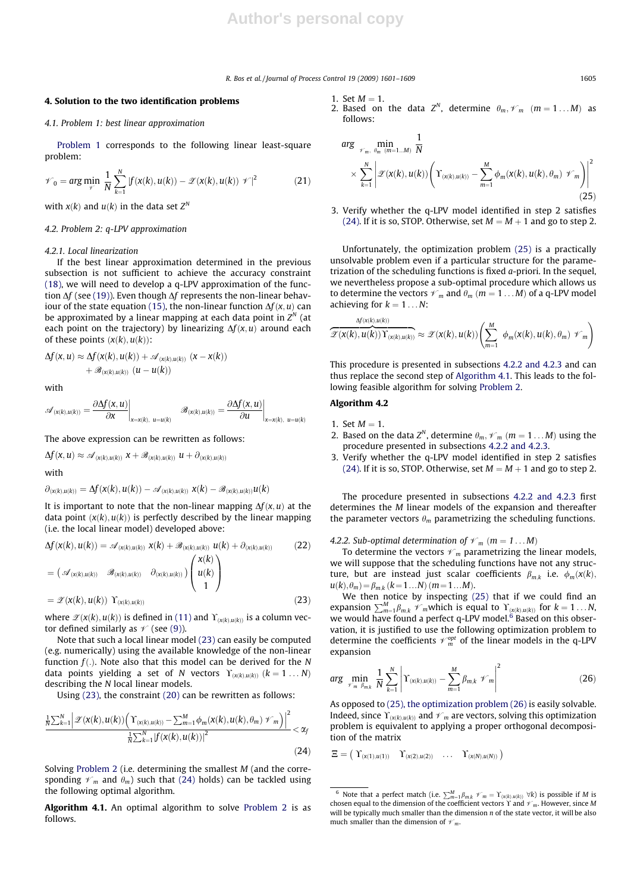## 4. Solution to the two identification problems

### 4.1. Problem 1: best linear approximation

Problem 1 corresponds to the following linear least-square problem:

$$\mathscr{V}_0 = \arg\min_{\mathscr{V}} \frac{1}{N}\sum_{k=1}^{N} |f(x(k),u(k)) - \mathscr{Z}(x(k),u(k))\ \mathscr{V}|^2 \tag{21}$$

with $x(k)$ and $u(k)$ in the data set $Z^N$

### 4.2. Problem 2: q-LPV approximation

#### 4.2.1. Local linearization

If the best linear approximation determined in the previous subsection is not sufficient to achieve the accuracy constraint (18), we will need to develop a q-LPV approximation of the function $\Delta f$ (see (19)). Even though $\Delta f$ represents the non-linear behaviour of the state equation (15), the non-linear function $\Delta f(x,u)$ can be approximated by a linear mapping at each data point in $Z^N$ (at each point on the trajectory) by linearizing $\Delta f(x,u)$ around each of these points $(x(k),u(k))$:

$$\Delta f(x,u) \approx \Delta f(x(k),u(k)) + \mathscr{A}_{(x(k),u(k))}\ (x - x(k)) + \mathscr{B}_{(x(k),u(k))}\ (u - u(k))$$

with

$$\mathscr{A}_{(x(k),u(k))} = \left.\frac{\partial \Delta f(x,u)}{\partial x}\right|_{x=x(k),\ u=u(k)} \qquad \mathscr{B}_{(x(k),u(k))} = \left.\frac{\partial \Delta f(x,u)}{\partial u}\right|_{x=x(k),\ u=u(k)}$$

The above expression can be rewritten as follows:

$$\Delta f(x,u) \approx \mathscr{A}_{(x(k),u(k))}\ x + \mathscr{B}_{(x(k),u(k))}\ u + \partial_{(x(k),u(k))}$$

with

$$\partial_{(x(k),u(k))} = \Delta f(x(k),u(k)) - \mathscr{A}_{(x(k),u(k))}\ x(k) - \mathscr{B}_{(x(k),u(k))} u(k)$$

It is important to note that the non-linear mapping $\Delta f(x,u)$ at the data point $(x(k),u(k))$ is perfectly described by the linear mapping (i.e. the local linear model) developed above:

$$\Delta f(x(k),u(k)) = \mathscr{A}_{(x(k),u(k))}\ x(k) + \mathscr{B}_{(x(k),u(k))}\ u(k) + \partial_{(x(k),u(k))} \tag{22}$$

$$= \begin{pmatrix} \mathscr{A}_{(x(k),u(k))} & \mathscr{B}_{(x(k),u(k))} & \partial_{(x(k),u(k))} \end{pmatrix} \begin{pmatrix} x(k) \\ u(k) \\ 1 \end{pmatrix}$$

$$= \mathscr{Z}(x(k),u(k))\ \Upsilon_{(x(k),u(k))} \tag{23}$$

where $\mathscr{Z}(x(k),u(k))$ is defined in (11) and $\Upsilon_{(x(k),u(k))}$ is a column vector defined similarly as $\mathscr{V}$ (see (9)).

Note that a local linear model (23) can easily be computed (e.g. numerically) using the available knowledge of the non-linear function $f(.)$. Note also that this model can be derived for the $N$ data points yielding a set of $N$ vectors $\Upsilon_{(x(k),u(k))}$ $(k = 1 \ldots N)$ describing the $N$ local linear models.

Using (23), the constraint (20) can be rewritten as follows:

$$\frac{\frac{1}{N}\sum_{k=1}^{N}\left|\mathscr{Z}(x(k),u(k))\left(\Upsilon_{(x(k),u(k))} - \sum_{m=1}^{M}\phi_m(x(k),u(k),\theta_m)\ \mathscr{V}_m\right)\right|^2}{\frac{1}{N}\sum_{k=1}^{N}|f(x(k),u(k))|^2} < \alpha_f \tag{24}$$

Solving Problem 2 (i.e. determining the smallest $M$ (and the corresponding $\mathscr{V}_m$ and $\theta_m$) such that (24) holds) can be tackled using the following optimal algorithm.

**Algorithm 4.1.** An optimal algorithm to solve Problem 2 is as follows.

1. Set $M = 1$.
2. Based on the data $Z^N$, determine $\theta_m, \mathscr{V}_m$ $(m = 1 \ldots M)$ as follows:

$$\arg\min_{\mathscr{V}_m,\ \theta_m\ (m=1\ldots M)} \frac{1}{N} \times \sum_{k=1}^{N}\left|\mathscr{Z}(x(k),u(k))\left(\Upsilon_{(x(k),u(k))} - \sum_{m=1}^{M}\phi_m(x(k),u(k),\theta_m)\ \mathscr{V}_m\right)\right|^2 \tag{25}$$

3. Verify whether the q-LPV model identified in step 2 satisfies (24). If it is so, STOP. Otherwise, set $M = M + 1$ and go to step 2.

Unfortunately, the optimization problem (25) is a practically unsolvable problem even if a particular structure for the parametrization of the scheduling functions is fixed *a*-priori. In the sequel, we nevertheless propose a sub-optimal procedure which allows us to determine the vectors $\mathscr{V}_m$ and $\theta_m$ $(m = 1 \ldots M)$ of a q-LPV model achieving for $k = 1 \ldots N$:

$$\overbrace{\mathscr{Z}(x(k),u(k))\,\Upsilon_{(x(k),u(k))}}^{\Delta f(x(k),u(k))} \approx \mathscr{Z}(x(k),u(k))\left(\sum_{m=1}^{M}\ \phi_m(x(k),u(k),\theta_m)\ \mathscr{V}_m\right)$$

This procedure is presented in subsections 4.2.2 and 4.2.3 and can thus replace the second step of Algorithm 4.1. This leads to the following feasible algorithm for solving Problem 2.

**Algorithm 4.2**

1. Set $M = 1$.
2. Based on the data $Z^N$, determine $\theta_m, \mathscr{V}_m$ $(m = 1 \ldots M)$ using the procedure presented in subsections 4.2.2 and 4.2.3.
3. Verify whether the q-LPV model identified in step 2 satisfies (24). If it is so, STOP. Otherwise, set $M = M + 1$ and go to step 2.

The procedure presented in subsections 4.2.2 and 4.2.3 first determines the $M$ linear models of the expansion and thereafter the parameter vectors $\theta_m$ parametrizing the scheduling functions.

#### 4.2.2. Sub-optimal determination of $\mathscr{V}_m$ $(m = 1 \ldots M)$

To determine the vectors $\mathscr{V}_m$ parametrizing the linear models, we will suppose that the scheduling functions have not any structure, but are instead just scalar coefficients $\beta_{m,k}$ i.e. $\phi_m(x(k), u(k),\theta_m) = \beta_{m,k}$ $(k = 1 \ldots N)$ $(m = 1 \ldots M)$.

We then notice by inspecting (25) that if we could find an expansion $\sum_{m=1}^{M}\beta_{m,k}\ \mathscr{V}_m$ which is equal to $\Upsilon_{(x(k),u(k))}$ for $k = 1 \ldots N$, we would have found a perfect q-LPV model.[6] Based on this observation, it is justified to use the following optimization problem to determine the coefficients $\mathscr{V}_m^{opt}$ of the linear models in the q-LPV expansion

$$\arg\min_{\mathscr{V}_m\ \beta_{m,k}} \frac{1}{N}\sum_{k=1}^{N}\left|\Upsilon_{(x(k),u(k))} - \sum_{m=1}^{M}\beta_{m,k}\ \mathscr{V}_m\right|^2 \tag{26}$$

As opposed to (25), the optimization problem (26) is easily solvable. Indeed, since $\Upsilon_{(x(k),u(k))}$ and $\mathscr{V}_m$ are vectors, solving this optimization problem is equivalent to applying a proper orthogonal decomposition of the matrix

$$\Xi = \begin{pmatrix} \Upsilon_{(x(1),u(1))} & \Upsilon_{(x(2),u(2))} & \ldots & \Upsilon_{(x(N),u(N))} \end{pmatrix}$$

---

[6] Note that a perfect match (i.e. $\sum_{m=1}^{M}\beta_{m,k}\ \mathscr{V}_m = \Upsilon_{(x(k),u(k))}\ \forall k$) is possible if $M$ is chosen equal to the dimension of the coefficient vectors $\Upsilon$ and $\mathscr{V}_m$. However, since $M$ will be typically much smaller than the dimension $n$ of the state vector, it will be also much smaller than the dimension of $\mathscr{V}_m$.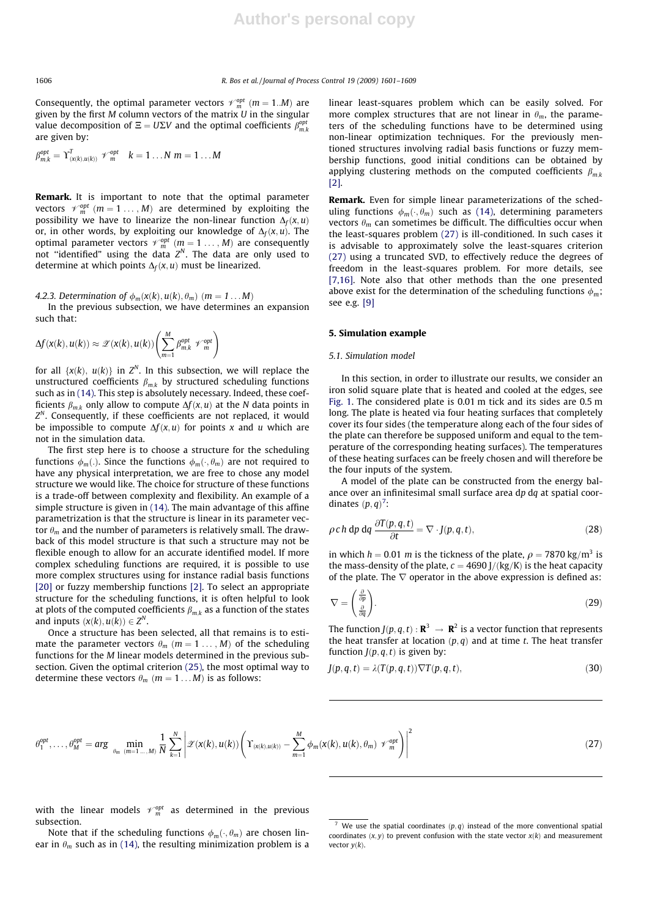Consequently, the optimal parameter vectors $\mathscr{V}_m^{opt}$ $(m = 1..M)$ are given by the first $M$ column vectors of the matrix $U$ in the singular value decomposition of $\Xi = U\Sigma V$ and the optimal coefficients $\beta_{m,k}^{opt}$ are given by:

$$\beta_{m,k}^{opt} = \Upsilon_{(x(k),u(k))}^T \; \mathscr{V}_m^{opt} \quad k = 1 \ldots N \; m = 1 \ldots M$$

**Remark.** It is important to note that the optimal parameter vectors $\mathscr{V}_m^{opt}$ $(m = 1 \ldots, M)$ are determined by exploiting the possibility we have to linearize the non-linear function $\Delta_f(x,u)$ or, in other words, by exploiting our knowledge of $\Delta_f(x,u)$. The optimal parameter vectors $\mathscr{V}_m^{opt}$ $(m = 1 \ldots, M)$ are consequently not "identified" using the data $Z^N$. The data are only used to determine at which points $\Delta_f(x,u)$ must be linearized.

#### 4.2.3. Determination of $\phi_m(x(k), u(k), \theta_m)$ $(m = 1 \ldots M)$

In the previous subsection, we have determines an expansion such that:

$$\Delta f(x(k), u(k)) \approx \mathscr{Z}(x(k), u(k)) \left( \sum_{m=1}^{M} \beta_{m,k}^{opt} \; \mathscr{V}_m^{opt} \right)$$

for all $\{x(k),\; u(k)\}$ in $Z^N$. In this subsection, we will replace the unstructured coefficients $\beta_{m,k}$ by structured scheduling functions such as in (14). This step is absolutely necessary. Indeed, these coefficients $\beta_{m,k}$ only allow to compute $\Delta f(x,u)$ at the $N$ data points in $Z^N$. Consequently, if these coefficients are not replaced, it would be impossible to compute $\Delta f(x,u)$ for points $x$ and $u$ which are not in the simulation data.

The first step here is to choose a structure for the scheduling functions $\phi_m(.)$. Since the functions $\phi_m(\cdot, \theta_m)$ are not required to have any physical interpretation, we are free to chose any model structure we would like. The choice for structure of these functions is a trade-off between complexity and flexibility. An example of a simple structure is given in (14). The main advantage of this affine parametrization is that the structure is linear in its parameter vector $\theta_m$ and the number of parameters is relatively small. The drawback of this model structure is that such a structure may not be flexible enough to allow for an accurate identified model. If more complex scheduling functions are required, it is possible to use more complex structures using for instance radial basis functions [20] or fuzzy membership functions [2]. To select an appropriate structure for the scheduling functions, it is often helpful to look at plots of the computed coefficients $\beta_{m,k}$ as a function of the states and inputs $(x(k), u(k)) \in Z^N$.

Once a structure has been selected, all that remains is to estimate the parameter vectors $\theta_m$ $(m = 1 \ldots, M)$ of the scheduling functions for the $M$ linear models determined in the previous subsection. Given the optimal criterion (25), the most optimal way to determine these vectors $\theta_m$ $(m = 1 \ldots M)$ is as follows:

$$\theta_1^{opt}, \ldots, \theta_M^{opt} = \arg \min_{\theta_m \; (m=1 \ldots, M)} \frac{1}{N} \sum_{k=1}^{N} \left| \mathscr{Z}(x(k), u(k)) \left( \Upsilon_{(x(k),u(k))} - \sum_{m=1}^{M} \phi_m(x(k), u(k), \theta_m) \; \mathscr{V}_m^{opt} \right) \right|^2 \tag{27}$$

with the linear models $\mathscr{V}_m^{opt}$ as determined in the previous subsection.

Note that if the scheduling functions $\phi_m(\cdot, \theta_m)$ are chosen linear in $\theta_m$ such as in (14), the resulting minimization problem is a linear least-squares problem which can be easily solved. For more complex structures that are not linear in $\theta_m$, the parameters of the scheduling functions have to be determined using non-linear optimization techniques. For the previously mentioned structures involving radial basis functions or fuzzy membership functions, good initial conditions can be obtained by applying clustering methods on the computed coefficients $\beta_{m,k}$ [2].

**Remark.** Even for simple linear parameterizations of the scheduling functions $\phi_m(\cdot, \theta_m)$ such as (14), determining parameters vectors $\theta_m$ can sometimes be difficult. The difficulties occur when the least-squares problem (27) is ill-conditioned. In such cases it is advisable to approximately solve the least-squares criterion (27) using a truncated SVD, to effectively reduce the degrees of freedom in the least-squares problem. For more details, see [7,16]. Note also that other methods than the one presented above exist for the determination of the scheduling functions $\phi_m$; see e.g. [9]

## 5. Simulation example

### 5.1. Simulation model

In this section, in order to illustrate our results, we consider an iron solid square plate that is heated and cooled at the edges, see Fig. 1. The considered plate is 0.01 m tick and its sides are 0.5 m long. The plate is heated via four heating surfaces that completely cover its four sides (the temperature along each of the four sides of the plate can therefore be supposed uniform and equal to the temperature of the corresponding heating surfaces). The temperatures of these heating surfaces can be freely chosen and will therefore be the four inputs of the system.

A model of the plate can be constructed from the energy balance over an infinitesimal small surface area $dp\,dq$ at spatial coordinates $(p,q)$[7]:

$$\rho\, c\, h\, dp\, dq\, \frac{\partial T(p,q,t)}{\partial t} = \nabla \cdot J(p,q,t), \tag{28}$$

in which $h = 0.01$ $m$ is the tickness of the plate, $\rho = 7870$ kg/m$^3$ is the mass-density of the plate, $c = 4690$ J/(kg/K) is the heat capacity of the plate. The $\nabla$ operator in the above expression is defined as:

$$\nabla = \begin{pmatrix} \frac{\partial}{\partial p} \\ \frac{\partial}{\partial q} \end{pmatrix}. \tag{29}$$

The function $J(p,q,t) : \mathbf{R}^3 \rightarrow \mathbf{R}^2$ is a vector function that represents the heat transfer at location $(p,q)$ and at time $t$. The heat transfer function $J(p,q,t)$ is given by:

$$J(p,q,t) = \lambda(T(p,q,t))\nabla T(p,q,t), \tag{30}$$

[7] We use the spatial coordinates $(p,q)$ instead of the more conventional spatial coordinates $(x,y)$ to prevent confusion with the state vector $x(k)$ and measurement vector $y(k)$.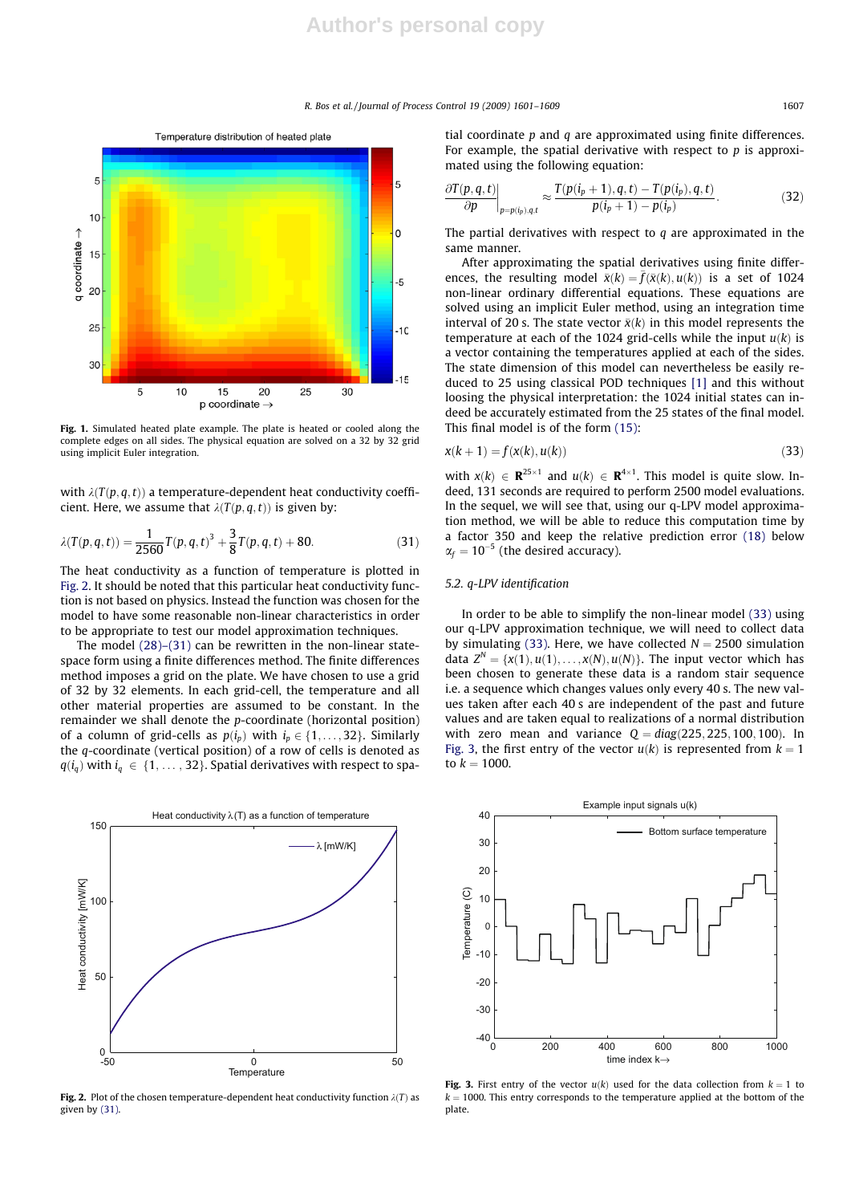Fig. 1. Simulated heated plate example. The plate is heated or cooled along the complete edges on all sides. The physical equation are solved on a 32 by 32 grid using implicit Euler integration.

with $\lambda(T(p,q,t))$ a temperature-dependent heat conductivity coefficient. Here, we assume that $\lambda(T(p,q,t))$ is given by:

$$\lambda(T(p,q,t)) = \frac{1}{2560}T(p,q,t)^3 + \frac{3}{8}T(p,q,t) + 80. \tag{31}$$

The heat conductivity as a function of temperature is plotted in Fig. 2. It should be noted that this particular heat conductivity function is not based on physics. Instead the function was chosen for the model to have some reasonable non-linear characteristics in order to be appropriate to test our model approximation techniques.

The model (28)–(31) can be rewritten in the non-linear state-space form using a finite differences method. The finite differences method imposes a grid on the plate. We have chosen to use a grid of 32 by 32 elements. In each grid-cell, the temperature and all other material properties are assumed to be constant. In the remainder we shall denote the $p$-coordinate (horizontal position) of a column of grid-cells as $p(i_p)$ with $i_p \in \{1,\ldots,32\}$. Similarly the $q$-coordinate (vertical position) of a row of cells is denoted as $q(i_q)$ with $i_q \in \{1,\ldots,32\}$. Spatial derivatives with respect to spatial coordinate $p$ and $q$ are approximated using finite differences. For example, the spatial derivative with respect to $p$ is approximated using the following equation:

$$\left.\frac{\partial T(p,q,t)}{\partial p}\right|_{p=p(i_p),q,t} \approx \frac{T(p(i_p+1),q,t) - T(p(i_p),q,t)}{p(i_p+1) - p(i_p)}. \tag{32}$$

The partial derivatives with respect to $q$ are approximated in the same manner.

After approximating the spatial derivatives using finite differences, the resulting model $\dot{\bar{x}}(k) = \bar{f}(\bar{x}(k), u(k))$ is a set of 1024 non-linear ordinary differential equations. These equations are solved using an implicit Euler method, using an integration time interval of 20 s. The state vector $\bar{x}(k)$ in this model represents the temperature at each of the 1024 grid-cells while the input $u(k)$ is a vector containing the temperatures applied at each of the sides. The state dimension of this model can nevertheless be easily reduced to 25 using classical POD techniques [1] and this without loosing the physical interpretation: the 1024 initial states can indeed be accurately estimated from the 25 states of the final model. This final model is of the form (15):

$$x(k+1) = f(x(k), u(k)) \tag{33}$$

with $x(k) \in \mathbf{R}^{25\times 1}$ and $u(k) \in \mathbf{R}^{4\times 1}$. This model is quite slow. Indeed, 131 seconds are required to perform 2500 model evaluations. In the sequel, we will see that, using our q-LPV model approximation method, we will be able to reduce this computation time by a factor 350 and keep the relative prediction error (18) below $\alpha_f = 10^{-5}$ (the desired accuracy).

### 5.2. q-LPV identification

In order to be able to simplify the non-linear model (33) using our q-LPV approximation technique, we will need to collect data by simulating (33). Here, we have collected $N = 2500$ simulation data $Z^N = \{x(1), u(1), \ldots, x(N), u(N)\}$. The input vector which has been chosen to generate these data is a random stair sequence i.e. a sequence which changes values only every 40 s. The new values taken after each 40 s are independent of the past and future values and are taken equal to realizations of a normal distribution with zero mean and variance $Q = diag(225, 225, 100, 100)$. In Fig. 3, the first entry of the vector $u(k)$ is represented from $k = 1$ to $k = 1000$.

Fig. 2. Plot of the chosen temperature-dependent heat conductivity function $\lambda(T)$ as given by (31).

Fig. 3. First entry of the vector $u(k)$ used for the data collection from $k = 1$ to $k = 1000$. This entry corresponds to the temperature applied at the bottom of the plate.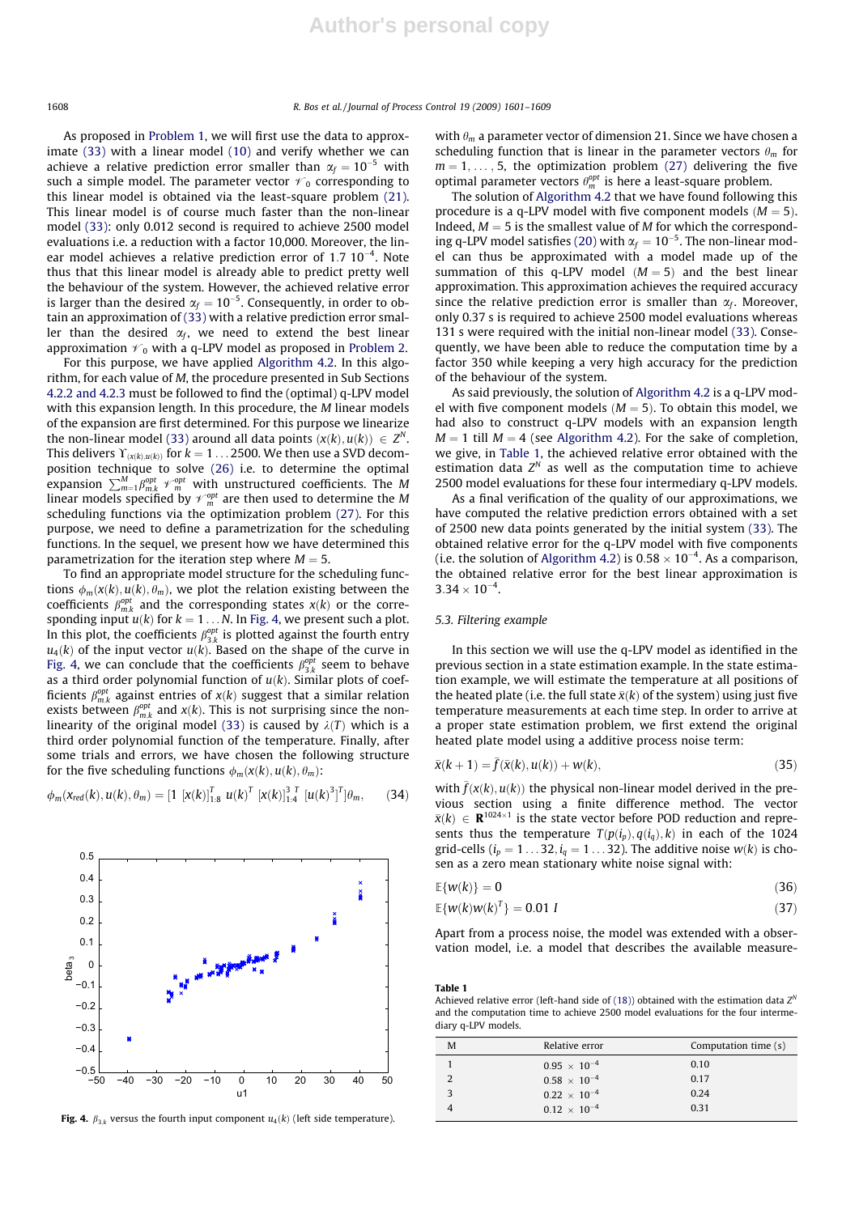As proposed in Problem 1, we will first use the data to approximate (33) with a linear model (10) and verify whether we can achieve a relative prediction error smaller than $\alpha_f = 10^{-5}$ with such a simple model. The parameter vector $\mathcal{V}_0$ corresponding to this linear model is obtained via the least-square problem (21). This linear model is of course much faster than the non-linear model (33): only 0.012 second is required to achieve 2500 model evaluations i.e. a reduction with a factor 10,000. Moreover, the linear model achieves a relative prediction error of 1.7 $10^{-4}$. Note thus that this linear model is already able to predict pretty well the behaviour of the system. However, the achieved relative error is larger than the desired $\alpha_f = 10^{-5}$. Consequently, in order to obtain an approximation of (33) with a relative prediction error smaller than the desired $\alpha_f$, we need to extend the best linear approximation $\mathcal{V}_0$ with a q-LPV model as proposed in Problem 2.

For this purpose, we have applied Algorithm 4.2. In this algorithm, for each value of $M$, the procedure presented in Sub Sections 4.2.2 and 4.2.3 must be followed to find the (optimal) q-LPV model with this expansion length. In this procedure, the $M$ linear models of the expansion are first determined. For this purpose we linearize the non-linear model (33) around all data points $(x(k), u(k)) \in Z^N$. This delivers $\Upsilon_{(x(k),u(k))}$ for $k = 1 \ldots 2500$. We then use a SVD decomposition technique to solve (26) i.e. to determine the optimal expansion $\sum_{m=1}^{M} \beta_{m,k}^{opt} \mathcal{V}_m^{opt}$ with unstructured coefficients. The $M$ linear models specified by $\mathcal{V}_m^{opt}$ are then used to determine the $M$ scheduling functions via the optimization problem (27). For this purpose, we need to define a parametrization for the scheduling functions. In the sequel, we present how we have determined this parametrization for the iteration step where $M = 5$.

To find an appropriate model structure for the scheduling functions $\phi_m(x(k), u(k), \theta_m)$, we plot the relation existing between the coefficients $\beta_{m,k}^{opt}$ and the corresponding states $x(k)$ or the corresponding input $u(k)$ for $k = 1 \ldots N$. In Fig. 4, we present such a plot. In this plot, the coefficients $\beta_{3,k}^{opt}$ is plotted against the fourth entry $u_4(k)$ of the input vector $u(k)$. Based on the shape of the curve in Fig. 4, we can conclude that the coefficients $\beta_{3,k}^{opt}$ seem to behave as a third order polynomial function of $u(k)$. Similar plots of coefficients $\beta_{m,k}^{opt}$ against entries of $x(k)$ suggest that a similar relation exists between $\beta_{m,k}^{opt}$ and $x(k)$. This is not surprising since the non-linearity of the original model (33) is caused by $\lambda(T)$ which is a third order polynomial function of the temperature. Finally, after some trials and errors, we have chosen the following structure for the five scheduling functions $\phi_m(x(k), u(k), \theta_m)$:

$$\phi_m(x_{red}(k), u(k), \theta_m) = [1 \ [x(k)]_{1:8}^T \ u(k)^T \ [x(k)]_{1:4}^3{}^T \ [u(k)^3]^T]\theta_m, \quad (34)$$

Fig. 4. $\beta_{3,k}$ versus the fourth input component $u_4(k)$ (left side temperature).

with $\theta_m$ a parameter vector of dimension 21. Since we have chosen a scheduling function that is linear in the parameter vectors $\theta_m$ for $m = 1, \ldots, 5$, the optimization problem (27) delivering the five optimal parameter vectors $\theta_m^{opt}$ is here a least-square problem.

The solution of Algorithm 4.2 that we have found following this procedure is a q-LPV model with five component models ($M = 5$). Indeed, $M = 5$ is the smallest value of $M$ for which the corresponding q-LPV model satisfies (20) with $\alpha_f = 10^{-5}$. The non-linear model can thus be approximated with a model made up of the summation of this q-LPV model ($M = 5$) and the best linear approximation. This approximation achieves the required accuracy since the relative prediction error is smaller than $\alpha_f$. Moreover, only 0.37 s is required to achieve 2500 model evaluations whereas 131 s were required with the initial non-linear model (33). Consequently, we have been able to reduce the computation time by a factor 350 while keeping a very high accuracy for the prediction of the behaviour of the system.

As said previously, the solution of Algorithm 4.2 is a q-LPV model with five component models ($M = 5$). To obtain this model, we had also to construct q-LPV models with an expansion length $M = 1$ till $M = 4$ (see Algorithm 4.2). For the sake of completion, we give, in Table 1, the achieved relative error obtained with the estimation data $Z^N$ as well as the computation time to achieve 2500 model evaluations for these four intermediary q-LPV models.

As a final verification of the quality of our approximations, we have computed the relative prediction errors obtained with a set of 2500 new data points generated by the initial system (33). The obtained relative error for the q-LPV model with five components (i.e. the solution of Algorithm 4.2) is $0.58 \times 10^{-4}$. As a comparison, the obtained relative error for the best linear approximation is $3.34 \times 10^{-4}$.

### 5.3. Filtering example

In this section we will use the q-LPV model as identified in the previous section in a state estimation example. In the state estimation example, we will estimate the temperature at all positions of the heated plate (i.e. the full state $\bar{x}(k)$ of the system) using just five temperature measurements at each time step. In order to arrive at a proper state estimation problem, we first extend the original heated plate model using a additive process noise term:

$$\bar{x}(k+1) = \bar{f}(\bar{x}(k), u(k)) + w(k), \quad (35)$$

with $\bar{f}(x(k), u(k))$ the physical non-linear model derived in the previous section using a finite difference method. The vector $\bar{x}(k) \in \mathbf{R}^{1024 \times 1}$ is the state vector before POD reduction and represents thus the temperature $T(p(i_p), q(i_q), k)$ in each of the 1024 grid-cells ($i_p = 1 \ldots 32, i_q = 1 \ldots 32$). The additive noise $w(k)$ is chosen as a zero mean stationary white noise signal with:

$$\mathbb{E}\{w(k)\} = 0 \quad (36)$$

$$\mathbb{E}\{w(k)w(k)^T\} = 0.01 \ I \quad (37)$$

Apart from a process noise, the model was extended with a observation model, i.e. a model that describes the available measure-

**Table 1**
Achieved relative error (left-hand side of (18)) obtained with the estimation data $Z^N$ and the computation time to achieve 2500 model evaluations for the four intermediary q-LPV models.

| M | Relative error | Computation time (s) |
|---|---|---|
| 1 | $0.95 \times 10^{-4}$ | 0.10 |
| 2 | $0.58 \times 10^{-4}$ | 0.17 |
| 3 | $0.22 \times 10^{-4}$ | 0.24 |
| 4 | $0.12 \times 10^{-4}$ | 0.31 |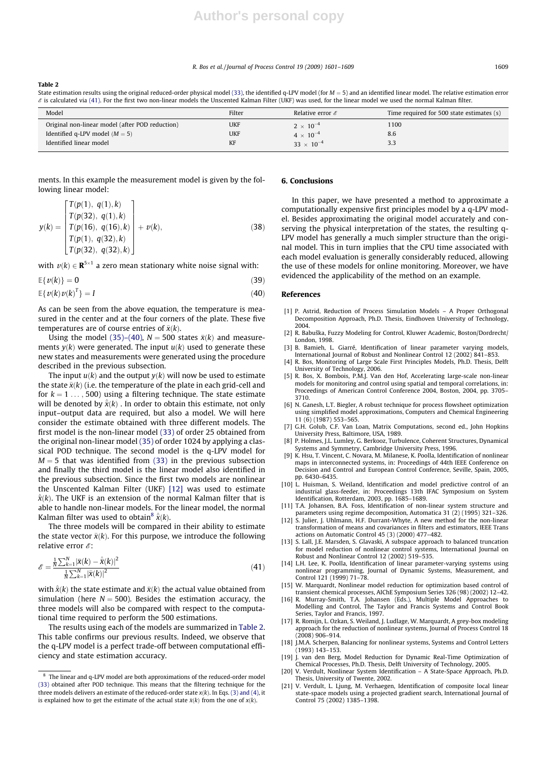**Table 2**

State estimation results using the original reduced-order physical model (33), the identified q-LPV model (for $M = 5$) and an identified linear model. The relative estimation error $\mathscr{E}$ is calculated via (41). For the first two non-linear models the Unscented Kalman Filter (UKF) was used, for the linear model we used the normal Kalman filter.

| Model | Filter | Relative error $\mathscr{E}$ | Time required for 500 state estimates (s) |
|---|---|---|---|
| Original non-linear model (after POD reduction) | UKF | $2 \times 10^{-4}$ | 1100 |
| Identified q-LPV model ($M = 5$) | UKF | $4 \times 10^{-4}$ | 8.6 |
| Identified linear model | KF | $33 \times 10^{-4}$ | 3.3 |

ments. In this example the measurement model is given by the following linear model:

$$y(k) = \begin{bmatrix} T(p(1),\ q(1), k) \\ T(p(32),\ q(1), k) \\ T(p(16),\ q(16), k) \\ T(p(1),\ q(32), k) \\ T(p(32),\ q(32), k) \end{bmatrix} + v(k), \tag{38}$$

with $v(k) \in \mathbf{R}^{5\times 1}$ a zero mean stationary white noise signal with:

$$\mathbb{E}\{v(k)\} = 0 \tag{39}$$

$$\mathbb{E}\{v(k)v(k)^T\} = I \tag{40}$$

As can be seen from the above equation, the temperature is measured in the center and at the four corners of the plate. These five temperatures are of course entries of $\bar{x}(k)$.

Using the model (35)–(40), $N = 500$ states $\bar{x}(k)$ and measurements $y(k)$ were generated. The input $u(k)$ used to generate these new states and measurements were generated using the procedure described in the previous subsection.

The input $u(k)$ and the output $y(k)$ will now be used to estimate the state $\bar{x}(k)$ (i.e. the temperature of the plate in each grid-cell and for $k = 1 \ldots, 500$) using a filtering technique. The state estimate will be denoted by $\hat{\bar{x}}(k)$ . In order to obtain this estimate, not only input–output data are required, but also a model. We will here consider the estimate obtained with three different models. The first model is the non-linear model (33) of order 25 obtained from the original non-linear model (35) of order 1024 by applying a classical POD technique. The second model is the q-LPV model for $M = 5$ that was identified from (33) in the previous subsection and finally the third model is the linear model also identified in the previous subsection. Since the first two models are nonlinear the Unscented Kalman Filter (UKF) [12] was used to estimate $\hat{\bar{x}}(k)$. The UKF is an extension of the normal Kalman filter that is able to handle non-linear models. For the linear model, the normal Kalman filter was used to obtain[8] $\hat{\bar{x}}(k)$.

The three models will be compared in their ability to estimate the state vector $\bar{x}(k)$. For this purpose, we introduce the following relative error $\mathscr{E}$:

$$\mathscr{E} = \frac{\frac{1}{N}\sum_{k=1}^{N}|\bar{x}(k) - \hat{\bar{x}}(k)|^2}{\frac{1}{N}\sum_{k=1}^{N}|\bar{x}(k)|^2} \tag{41}$$

with $\hat{\bar{x}}(k)$ the state estimate and $\bar{x}(k)$ the actual value obtained from simulation (here $N = 500$). Besides the estimation accuracy, the three models will also be compared with respect to the computational time required to perform the 500 estimations.

The results using each of the models are summarized in Table 2. This table confirms our previous results. Indeed, we observe that the q-LPV model is a perfect trade-off between computational efficiency and state estimation accuracy.

[8] The linear and q-LPV model are both approximations of the reduced-order model (33) obtained after POD technique. This means that the filtering technique for the three models delivers an estimate of the reduced-order state $x(k)$. In Eqs. (3) and (4), it is explained how to get the estimate of the actual state $\bar{x}(k)$ from the one of $x(k)$.

## 6. Conclusions

In this paper, we have presented a method to approximate a computationally expensive first principles model by a q-LPV model. Besides approximating the original model accurately and conserving the physical interpretation of the states, the resulting q-LPV model has generally a much simpler structure than the original model. This in turn implies that the CPU time associated with each model evaluation is generally considerably reduced, allowing the use of these models for online monitoring. Moreover, we have evidenced the applicability of the method on an example.

## References

[1] P. Astrid, Reduction of Process Simulation Models – A Proper Orthogonal Decomposition Approach, Ph.D. Thesis, Eindhoven University of Technology, 2004.

[2] R. Babuška, Fuzzy Modeling for Control, Kluwer Academic, Boston/Dordrecht/London, 1998.

[3] B. Bamieh, L. Giarré, Identification of linear parameter varying models, International Journal of Robust and Nonlinear Control 12 (2002) 841–853.

[4] R. Bos, Monitoring of Large Scale First Principles Models, Ph.D. Thesis, Delft University of Technology, 2006.

[5] R. Bos, X. Bombois, P.M.J. Van den Hof, Accelerating large-scale non-linear models for monitoring and control using spatial and temporal correlations, in: Proceedings of American Control Conference 2004, Boston, 2004, pp. 3705–3710.

[6] N. Ganesh, L.T. Biegler, A robust technique for process flowsheet optimization using simplified model approximations, Computers and Chemical Engineering 11 (6) (1987) 553–565.

[7] G.H. Golub, C.F. Van Loan, Matrix Computations, second ed., John Hopkins University Press, Baltimore, USA, 1989.

[8] P. Holmes, J.L. Lumley, G. Berkooz, Turbulence, Coherent Structures, Dynamical Systems and Symmetry, Cambridge University Press, 1996.

[9] K. Hsu, T. Vincent, C. Novara, M. Milanese, K. Poolla, Identification of nonlinear maps in interconnected systems, in: Proceedings of 44th IEEE Conference on Decision and Control and European Control Conference, Seville, Spain, 2005, pp. 6430–6435.

[10] L. Huisman, S. Weiland, Identification and model predictive control of an industrial glass-feeder, in: Proceedings 13th IFAC Symposium on System Identification, Rotterdam, 2003, pp. 1685–1689.

[11] T.A. Johansen, B.A. Foss, Identification of non-linear system structure and parameters using regime decomposition, Automatica 31 (2) (1995) 321–326.

[12] S. Julier, J. Uhlmann, H.F. Durrant-Whyte, A new method for the non-linear transformation of means and covariances in filters and estimators, IEEE Trans actions on Automatic Control 45 (3) (2000) 477–482.

[13] S. Lall, J.E. Marsden, S. Glavaski, A subspace approach to balanced truncation for model reduction of nonlinear control systems, International Journal on Robust and Nonlinear Control 12 (2002) 519–535.

[14] L.H. Lee, K. Poolla, Identification of linear parameter-varying systems using nonlinear programming, Journal of Dynamic Systems, Measurement, and Control 121 (1999) 71–78.

[15] W. Marquardt, Nonlinear model reduction for optimization based control of transient chemical processes, AIChE Symposium Series 326 (98) (2002) 12–42.

[16] R. Murray-Smith, T.A. Johansen (Eds.), Multiple Model Approaches to Modelling and Control, The Taylor and Francis Systems and Control Book Series, Taylor and Francis, 1997.

[17] R. Romijn, L. Ozkan, S. Weiland, J. Ludlage, W. Marquardt, A grey-box modeling approach for the reduction of nonlinear systems, Journal of Process Control 18 (2008) 906–914.

[18] J.M.A. Scherpen, Balancing for nonlinear systems, Systems and Control Letters (1993) 143–153.

[19] J. van den Berg, Model Reduction for Dynamic Real-Time Optimization of Chemical Processes, Ph.D. Thesis, Delft University of Technology, 2005.

[20] V. Verdult, Nonlinear System Identification – A State-Space Approach, Ph.D. Thesis, University of Twente, 2002.

[21] V. Verdult, L. Ljung, M. Verhaegen, Identification of composite local linear state-space models using a projected gradient search, International Journal of Control 75 (2002) 1385–1398.